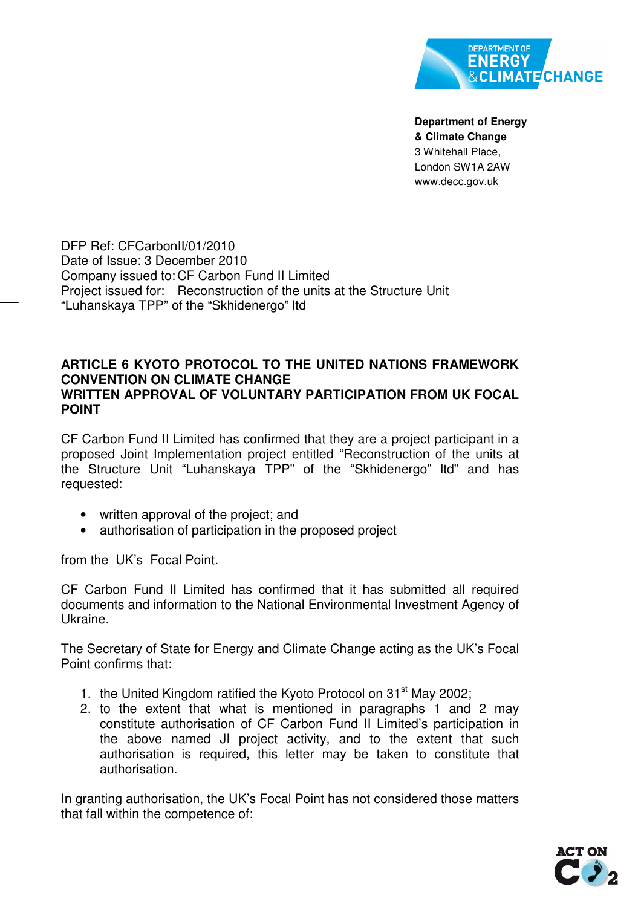**Department of Energy & Climate Change**
3 Whitehall Place,
London SW1A 2AW
www.decc.gov.uk

DFP Ref: CFCarbonII/01/2010
Date of Issue: 3 December 2010
Company issued to: CF Carbon Fund II Limited
Project issued for: Reconstruction of the units at the Structure Unit "Luhanskaya TPP" of the "Skhidenergo" ltd

**ARTICLE 6 KYOTO PROTOCOL TO THE UNITED NATIONS FRAMEWORK CONVENTION ON CLIMATE CHANGE**
**WRITTEN APPROVAL OF VOLUNTARY PARTICIPATION FROM UK FOCAL POINT**

CF Carbon Fund II Limited has confirmed that they are a project participant in a proposed Joint Implementation project entitled "Reconstruction of the units at the Structure Unit "Luhanskaya TPP" of the "Skhidenergo" ltd" and has requested:

- written approval of the project; and
- authorisation of participation in the proposed project

from the UK's Focal Point.

CF Carbon Fund II Limited has confirmed that it has submitted all required documents and information to the National Environmental Investment Agency of Ukraine.

The Secretary of State for Energy and Climate Change acting as the UK's Focal Point confirms that:

1. the United Kingdom ratified the Kyoto Protocol on 31st May 2002;
2. to the extent that what is mentioned in paragraphs 1 and 2 may constitute authorisation of CF Carbon Fund II Limited's participation in the above named JI project activity, and to the extent that such authorisation is required, this letter may be taken to constitute that authorisation.

In granting authorisation, the UK's Focal Point has not considered those matters that fall within the competence of: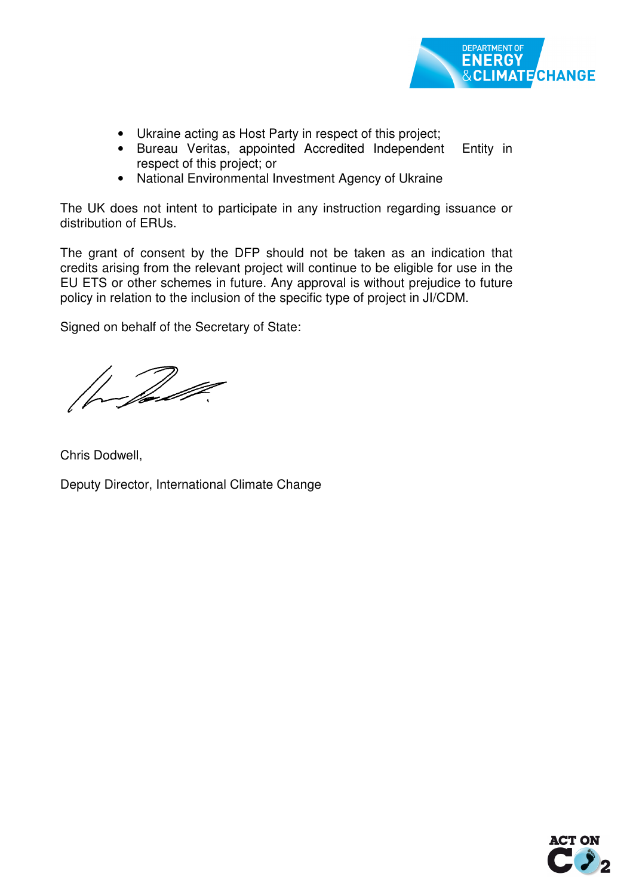- Ukraine acting as Host Party in respect of this project;
- Bureau Veritas, appointed Accredited Independent Entity in respect of this project; or
- National Environmental Investment Agency of Ukraine

The UK does not intent to participate in any instruction regarding issuance or distribution of ERUs.

The grant of consent by the DFP should not be taken as an indication that credits arising from the relevant project will continue to be eligible for use in the EU ETS or other schemes in future. Any approval is without prejudice to future policy in relation to the inclusion of the specific type of project in JI/CDM.

Signed on behalf of the Secretary of State:

Chris Dodwell,

Deputy Director, International Climate Change